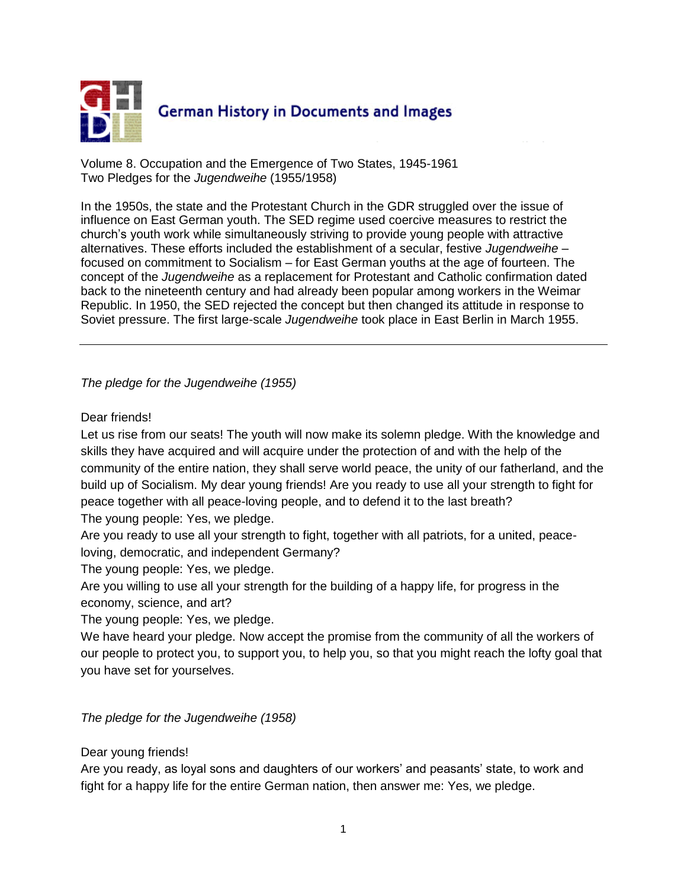# German History in Documents and Images

Volume 8. Occupation and the Emergence of Two States, 1945-1961
Two Pledges for the *Jugendweihe* (1955/1958)

In the 1950s, the state and the Protestant Church in the GDR struggled over the issue of influence on East German youth. The SED regime used coercive measures to restrict the church's youth work while simultaneously striving to provide young people with attractive alternatives. These efforts included the establishment of a secular, festive *Jugendweihe* – focused on commitment to Socialism – for East German youths at the age of fourteen. The concept of the *Jugendweihe* as a replacement for Protestant and Catholic confirmation dated back to the nineteenth century and had already been popular among workers in the Weimar Republic. In 1950, the SED rejected the concept but then changed its attitude in response to Soviet pressure. The first large-scale *Jugendweihe* took place in East Berlin in March 1955.

---

*The pledge for the Jugendweihe (1955)*

Dear friends!
Let us rise from our seats! The youth will now make its solemn pledge. With the knowledge and skills they have acquired and will acquire under the protection of and with the help of the community of the entire nation, they shall serve world peace, the unity of our fatherland, and the build up of Socialism. My dear young friends! Are you ready to use all your strength to fight for peace together with all peace-loving people, and to defend it to the last breath?
The young people: Yes, we pledge.
Are you ready to use all your strength to fight, together with all patriots, for a united, peace-loving, democratic, and independent Germany?
The young people: Yes, we pledge.
Are you willing to use all your strength for the building of a happy life, for progress in the economy, science, and art?
The young people: Yes, we pledge.
We have heard your pledge. Now accept the promise from the community of all the workers of our people to protect you, to support you, to help you, so that you might reach the lofty goal that you have set for yourselves.

*The pledge for the Jugendweihe (1958)*

Dear young friends!
Are you ready, as loyal sons and daughters of our workers' and peasants' state, to work and fight for a happy life for the entire German nation, then answer me: Yes, we pledge.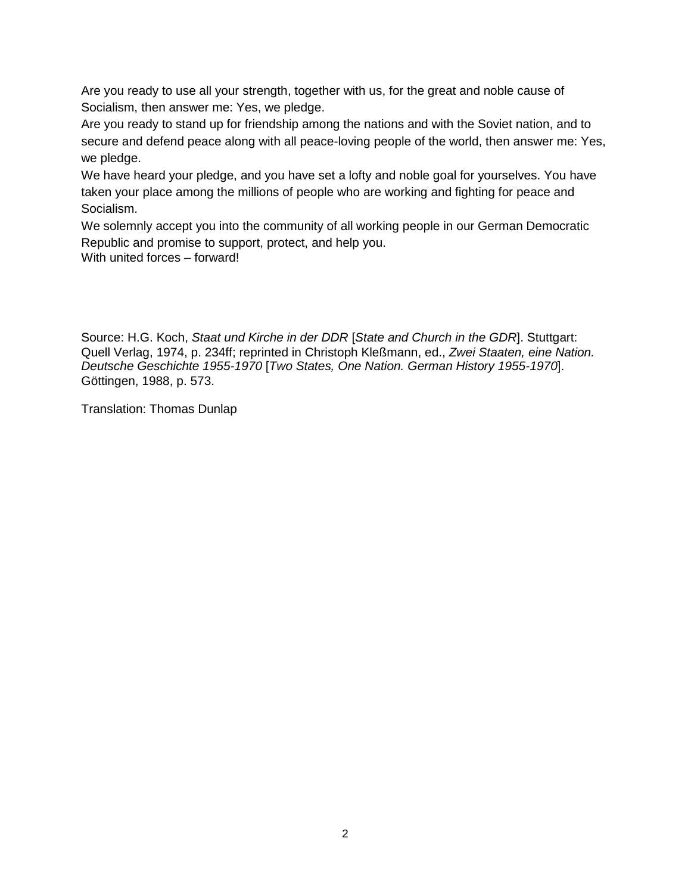Are you ready to use all your strength, together with us, for the great and noble cause of Socialism, then answer me: Yes, we pledge.

Are you ready to stand up for friendship among the nations and with the Soviet nation, and to secure and defend peace along with all peace-loving people of the world, then answer me: Yes, we pledge.

We have heard your pledge, and you have set a lofty and noble goal for yourselves. You have taken your place among the millions of people who are working and fighting for peace and Socialism.

We solemnly accept you into the community of all working people in our German Democratic Republic and promise to support, protect, and help you.

With united forces – forward!

Source: H.G. Koch, *Staat und Kirche in der DDR* [*State and Church in the GDR*]. Stuttgart: Quell Verlag, 1974, p. 234ff; reprinted in Christoph Kleßmann, ed., *Zwei Staaten, eine Nation. Deutsche Geschichte 1955-1970* [*Two States, One Nation. German History 1955-1970*]. Göttingen, 1988, p. 573.

Translation: Thomas Dunlap